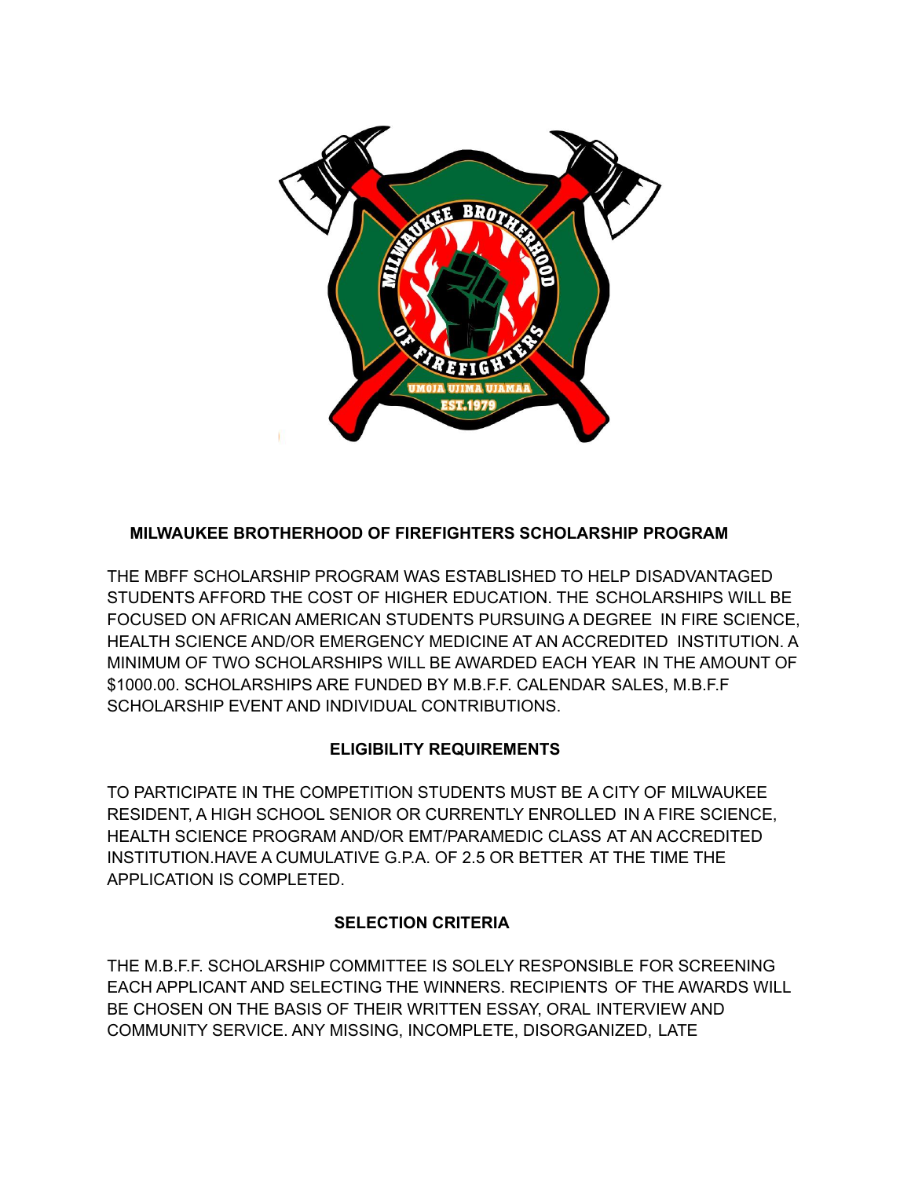## MILWAUKEE BROTHERHOOD OF FIREFIGHTERS SCHOLARSHIP PROGRAM

THE MBFF SCHOLARSHIP PROGRAM WAS ESTABLISHED TO HELP DISADVANTAGED STUDENTS AFFORD THE COST OF HIGHER EDUCATION. THE SCHOLARSHIPS WILL BE FOCUSED ON AFRICAN AMERICAN STUDENTS PURSUING A DEGREE IN FIRE SCIENCE, HEALTH SCIENCE AND/OR EMERGENCY MEDICINE AT AN ACCREDITED INSTITUTION. A MINIMUM OF TWO SCHOLARSHIPS WILL BE AWARDED EACH YEAR IN THE AMOUNT OF $1000.00. SCHOLARSHIPS ARE FUNDED BY M.B.F.F. CALENDAR SALES, M.B.F.F SCHOLARSHIP EVENT AND INDIVIDUAL CONTRIBUTIONS.

### ELIGIBILITY REQUIREMENTS

TO PARTICIPATE IN THE COMPETITION STUDENTS MUST BE A CITY OF MILWAUKEE RESIDENT, A HIGH SCHOOL SENIOR OR CURRENTLY ENROLLED IN A FIRE SCIENCE, HEALTH SCIENCE PROGRAM AND/OR EMT/PARAMEDIC CLASS AT AN ACCREDITED INSTITUTION.HAVE A CUMULATIVE G.P.A. OF 2.5 OR BETTER AT THE TIME THE APPLICATION IS COMPLETED.

### SELECTION CRITERIA

THE M.B.F.F. SCHOLARSHIP COMMITTEE IS SOLELY RESPONSIBLE FOR SCREENING EACH APPLICANT AND SELECTING THE WINNERS. RECIPIENTS OF THE AWARDS WILL BE CHOSEN ON THE BASIS OF THEIR WRITTEN ESSAY, ORAL INTERVIEW AND COMMUNITY SERVICE. ANY MISSING, INCOMPLETE, DISORGANIZED, LATE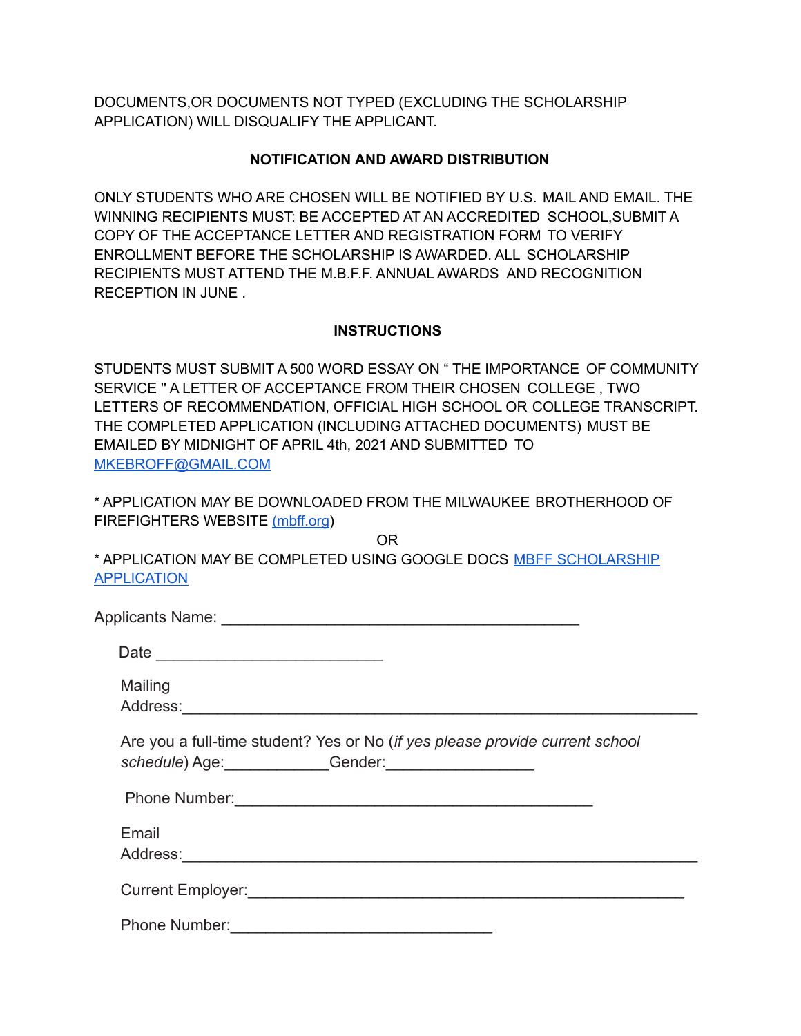DOCUMENTS,OR DOCUMENTS NOT TYPED (EXCLUDING THE SCHOLARSHIP APPLICATION) WILL DISQUALIFY THE APPLICANT.

**NOTIFICATION AND AWARD DISTRIBUTION**

ONLY STUDENTS WHO ARE CHOSEN WILL BE NOTIFIED BY U.S. MAIL AND EMAIL. THE WINNING RECIPIENTS MUST: BE ACCEPTED AT AN ACCREDITED SCHOOL,SUBMIT A COPY OF THE ACCEPTANCE LETTER AND REGISTRATION FORM TO VERIFY ENROLLMENT BEFORE THE SCHOLARSHIP IS AWARDED. ALL SCHOLARSHIP RECIPIENTS MUST ATTEND THE M.B.F.F. ANNUAL AWARDS AND RECOGNITION RECEPTION IN JUNE .

**INSTRUCTIONS**

STUDENTS MUST SUBMIT A 500 WORD ESSAY ON " THE IMPORTANCE OF COMMUNITY SERVICE " A LETTER OF ACCEPTANCE FROM THEIR CHOSEN COLLEGE , TWO LETTERS OF RECOMMENDATION, OFFICIAL HIGH SCHOOL OR COLLEGE TRANSCRIPT. THE COMPLETED APPLICATION (INCLUDING ATTACHED DOCUMENTS) MUST BE EMAILED BY MIDNIGHT OF APRIL 4th, 2021 AND SUBMITTED TO MKEBROFF@GMAIL.COM

* APPLICATION MAY BE DOWNLOADED FROM THE MILWAUKEE BROTHERHOOD OF FIREFIGHTERS WEBSITE (mbff.org)

OR

* APPLICATION MAY BE COMPLETED USING GOOGLE DOCS MBFF SCHOLARSHIP APPLICATION

Applicants Name: ________________________________________

Date __________________________

Mailing Address:___________________________________________________________

Are you a full-time student? Yes or No (*if yes please provide current school schedule*) Age:____________Gender:_________________

Phone Number:_________________________________________

Email Address:___________________________________________________________

Current Employer:_________________________________________________

Phone Number:______________________________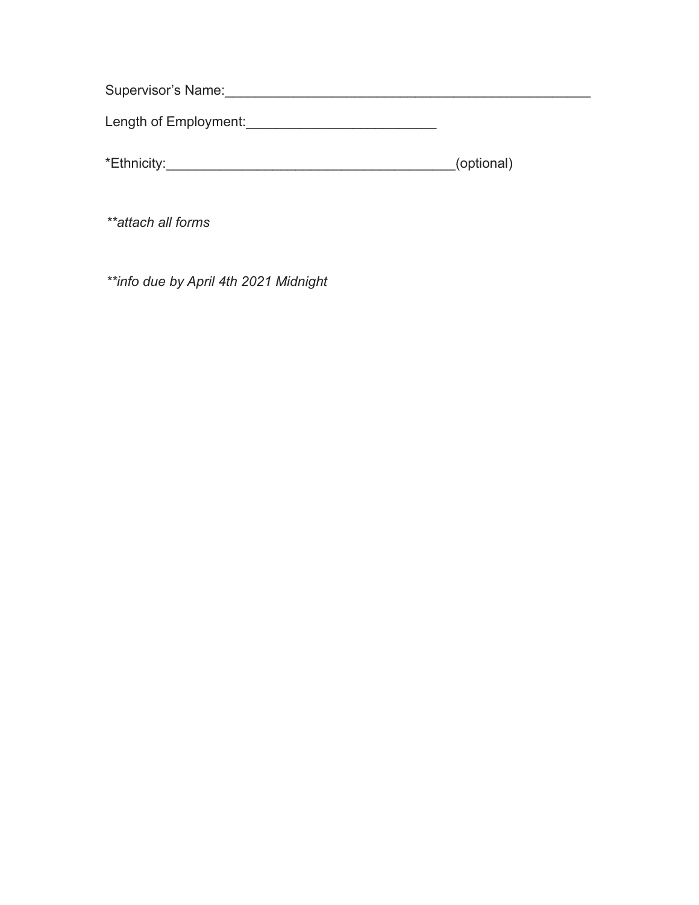Supervisor's Name:___________________________________________________

Length of Employment:__________________________

*Ethnicity:________________________________________(optional)

*\*\*attach all forms*

*\*\*info due by April 4th 2021 Midnight*